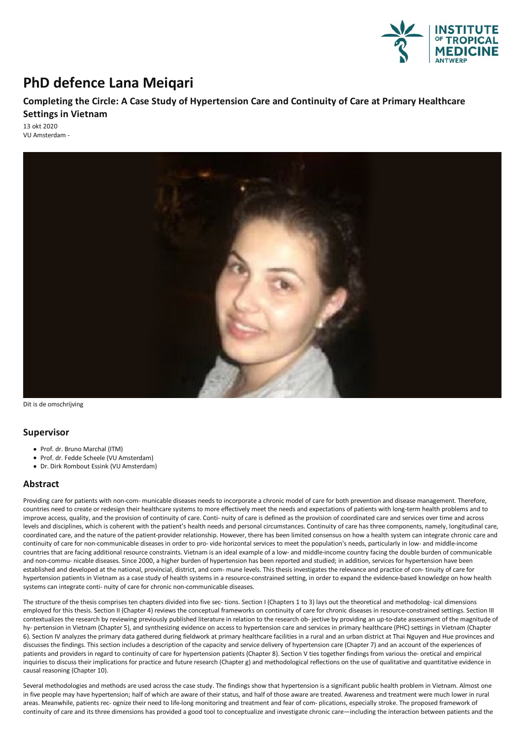# PhD defence Lana Meiqari

## Completing the Circle: A Case Study of Hypertension Care and Continuity of Care at Primary Healthcare Settings in Vietnam

13 okt 2020
VU Amsterdam -

Dit is de omschrijving

## Supervisor

- Prof. dr. Bruno Marchal (ITM)
- Prof. dr. Fedde Scheele (VU Amsterdam)
- Dr. Dirk Rombout Essink (VU Amsterdam)

## Abstract

Providing care for patients with non-com- municable diseases needs to incorporate a chronic model of care for both prevention and disease management. Therefore, countries need to create or redesign their healthcare systems to more effectively meet the needs and expectations of patients with long-term health problems and to improve access, quality, and the provision of continuity of care. Conti- nuity of care is defined as the provision of coordinated care and services over time and across levels and disciplines, which is coherent with the patient's health needs and personal circumstances. Continuity of care has three components, namely, longitudinal care, coordinated care, and the nature of the patient-provider relationship. However, there has been limited consensus on how a health system can integrate chronic care and continuity of care for non-communicable diseases in order to pro- vide horizontal services to meet the population's needs, particularly in low- and middle-income countries that are facing additional resource constraints. Vietnam is an ideal example of a low- and middle-income country facing the double burden of communicable and non-commu- nicable diseases. Since 2000, a higher burden of hypertension has been reported and studied; in addition, services for hypertension have been established and developed at the national, provincial, district, and com- mune levels. This thesis investigates the relevance and practice of con- tinuity of care for hypertension patients in Vietnam as a case study of health systems in a resource-constrained setting, in order to expand the evidence-based knowledge on how health systems can integrate conti- nuity of care for chronic non-communicable diseases.

The structure of the thesis comprises ten chapters divided into five sec- tions. Section I (Chapters 1 to 3) lays out the theoretical and methodolog- ical dimensions employed for this thesis. Section II (Chapter 4) reviews the conceptual frameworks on continuity of care for chronic diseases in resource-constrained settings. Section III contextualizes the research by reviewing previously published literature in relation to the research ob- jective by providing an up-to-date assessment of the magnitude of hy- pertension in Vietnam (Chapter 5), and synthesizing evidence on access to hypertension care and services in primary healthcare (PHC) settings in Vietnam (Chapter 6). Section IV analyzes the primary data gathered during fieldwork at primary healthcare facilities in a rural and an urban district at Thai Nguyen and Hue provinces and discusses the findings. This section includes a description of the capacity and service delivery of hypertension care (Chapter 7) and an account of the experiences of patients and providers in regard to continuity of care for hypertension patients (Chapter 8). Section V ties together findings from various the- oretical and empirical inquiries to discuss their implications for practice and future research (Chapter g) and methodological reflections on the use of qualitative and quantitative evidence in causal reasoning (Chapter 10).

Several methodologies and methods are used across the case study. The findings show that hypertension is a significant public health problem in Vietnam. Almost one in five people may have hypertension; half of which are aware of their status, and half of those aware are treated. Awareness and treatment were much lower in rural areas. Meanwhile, patients rec- ognize their need to life-long monitoring and treatment and fear of com- plications, especially stroke. The proposed framework of continuity of care and its three dimensions has provided a good tool to conceptualize and investigate chronic care—including the interaction between patients and the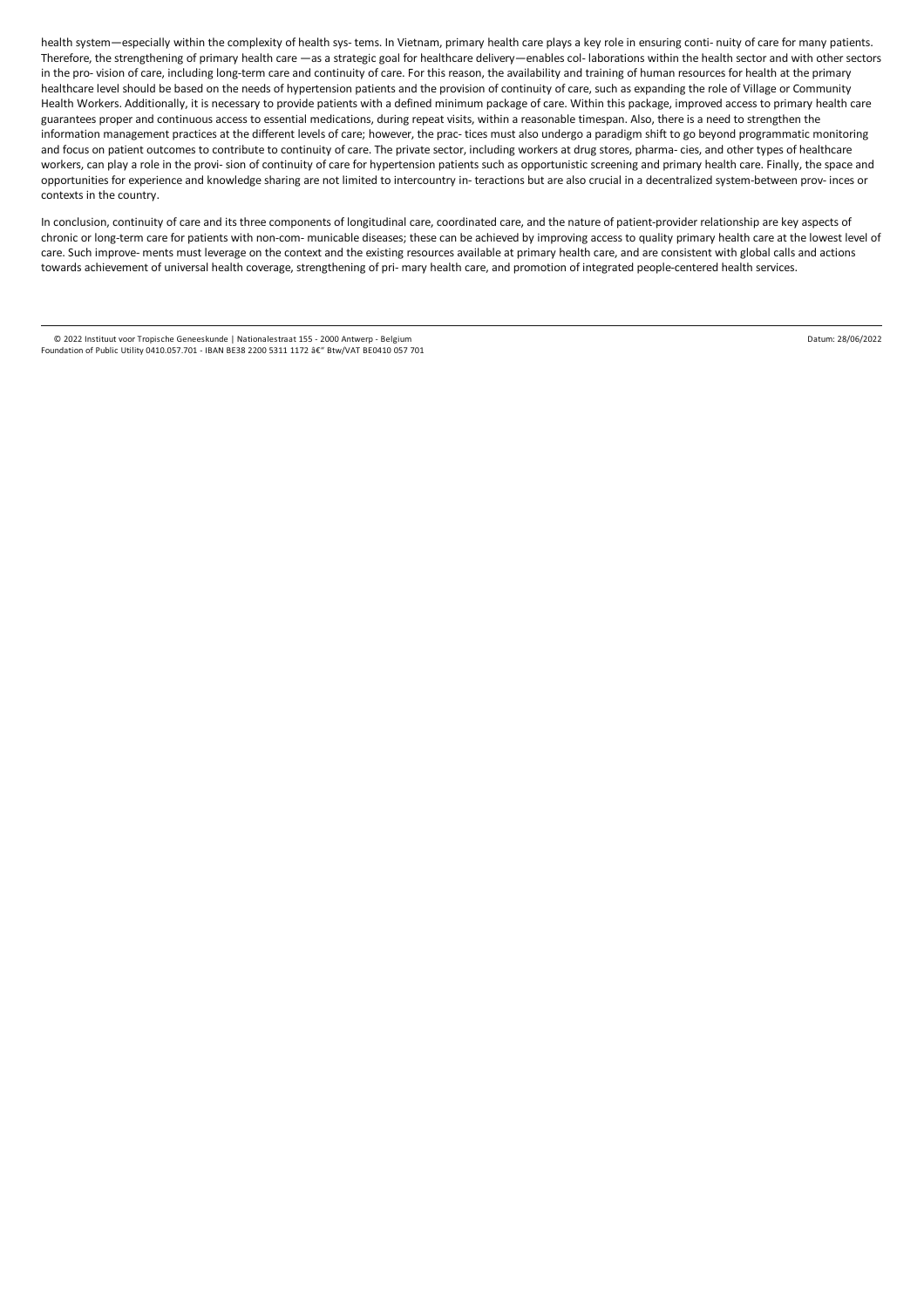health system—especially within the complexity of health sys- tems. In Vietnam, primary health care plays a key role in ensuring conti- nuity of care for many patients. Therefore, the strengthening of primary health care —as a strategic goal for healthcare delivery—enables col- laborations within the health sector and with other sectors in the pro- vision of care, including long-term care and continuity of care. For this reason, the availability and training of human resources for health at the primary healthcare level should be based on the needs of hypertension patients and the provision of continuity of care, such as expanding the role of Village or Community Health Workers. Additionally, it is necessary to provide patients with a defined minimum package of care. Within this package, improved access to primary health care guarantees proper and continuous access to essential medications, during repeat visits, within a reasonable timespan. Also, there is a need to strengthen the information management practices at the different levels of care; however, the prac- tices must also undergo a paradigm shift to go beyond programmatic monitoring and focus on patient outcomes to contribute to continuity of care. The private sector, including workers at drug stores, pharma- cies, and other types of healthcare workers, can play a role in the provi- sion of continuity of care for hypertension patients such as opportunistic screening and primary health care. Finally, the space and opportunities for experience and knowledge sharing are not limited to intercountry in- teractions but are also crucial in a decentralized system-between prov- inces or contexts in the country.

In conclusion, continuity of care and its three components of longitudinal care, coordinated care, and the nature of patient-provider relationship are key aspects of chronic or long-term care for patients with non-com- municable diseases; these can be achieved by improving access to quality primary health care at the lowest level of care. Such improve- ments must leverage on the context and the existing resources available at primary health care, and are consistent with global calls and actions towards achievement of universal health coverage, strengthening of pri- mary health care, and promotion of integrated people-centered health services.